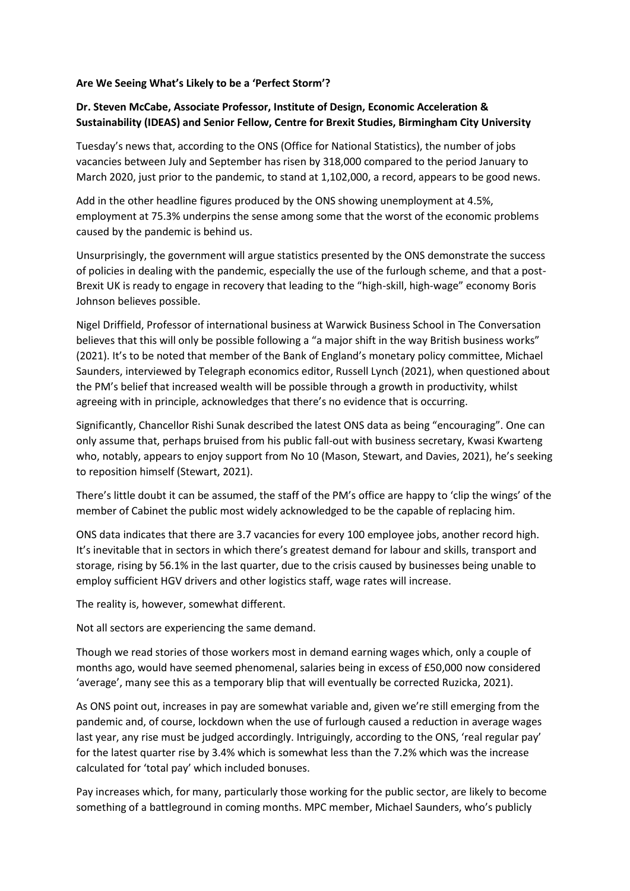**Are We Seeing What's Likely to be a 'Perfect Storm'?**

**Dr. Steven McCabe, Associate Professor, Institute of Design, Economic Acceleration & Sustainability (IDEAS) and Senior Fellow, Centre for Brexit Studies, Birmingham City University**

Tuesday's news that, according to the ONS (Office for National Statistics), the number of jobs vacancies between July and September has risen by 318,000 compared to the period January to March 2020, just prior to the pandemic, to stand at 1,102,000, a record, appears to be good news.

Add in the other headline figures produced by the ONS showing unemployment at 4.5%, employment at 75.3% underpins the sense among some that the worst of the economic problems caused by the pandemic is behind us.

Unsurprisingly, the government will argue statistics presented by the ONS demonstrate the success of policies in dealing with the pandemic, especially the use of the furlough scheme, and that a post-Brexit UK is ready to engage in recovery that leading to the "high-skill, high-wage" economy Boris Johnson believes possible.

Nigel Driffield, Professor of international business at Warwick Business School in The Conversation believes that this will only be possible following a "a major shift in the way British business works" (2021). It's to be noted that member of the Bank of England's monetary policy committee, Michael Saunders, interviewed by Telegraph economics editor, Russell Lynch (2021), when questioned about the PM's belief that increased wealth will be possible through a growth in productivity, whilst agreeing with in principle, acknowledges that there's no evidence that is occurring.

Significantly, Chancellor Rishi Sunak described the latest ONS data as being "encouraging". One can only assume that, perhaps bruised from his public fall-out with business secretary, Kwasi Kwarteng who, notably, appears to enjoy support from No 10 (Mason, Stewart, and Davies, 2021), he's seeking to reposition himself (Stewart, 2021).

There's little doubt it can be assumed, the staff of the PM's office are happy to 'clip the wings' of the member of Cabinet the public most widely acknowledged to be the capable of replacing him.

ONS data indicates that there are 3.7 vacancies for every 100 employee jobs, another record high. It's inevitable that in sectors in which there's greatest demand for labour and skills, transport and storage, rising by 56.1% in the last quarter, due to the crisis caused by businesses being unable to employ sufficient HGV drivers and other logistics staff, wage rates will increase.

The reality is, however, somewhat different.

Not all sectors are experiencing the same demand.

Though we read stories of those workers most in demand earning wages which, only a couple of months ago, would have seemed phenomenal, salaries being in excess of £50,000 now considered 'average', many see this as a temporary blip that will eventually be corrected Ruzicka, 2021).

As ONS point out, increases in pay are somewhat variable and, given we're still emerging from the pandemic and, of course, lockdown when the use of furlough caused a reduction in average wages last year, any rise must be judged accordingly. Intriguingly, according to the ONS, 'real regular pay' for the latest quarter rise by 3.4% which is somewhat less than the 7.2% which was the increase calculated for 'total pay' which included bonuses.

Pay increases which, for many, particularly those working for the public sector, are likely to become something of a battleground in coming months. MPC member, Michael Saunders, who's publicly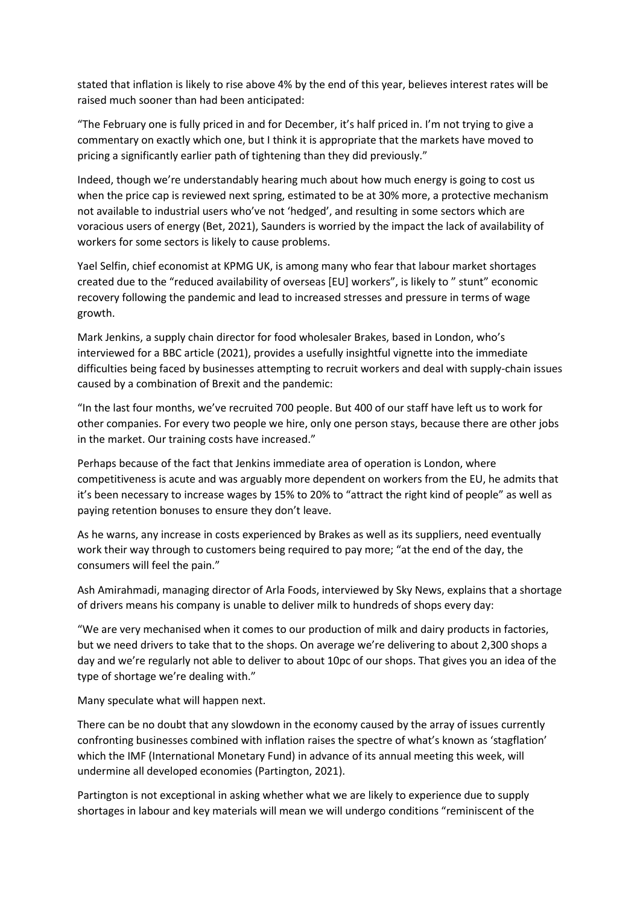stated that inflation is likely to rise above 4% by the end of this year, believes interest rates will be raised much sooner than had been anticipated:

"The February one is fully priced in and for December, it's half priced in. I'm not trying to give a commentary on exactly which one, but I think it is appropriate that the markets have moved to pricing a significantly earlier path of tightening than they did previously."

Indeed, though we're understandably hearing much about how much energy is going to cost us when the price cap is reviewed next spring, estimated to be at 30% more, a protective mechanism not available to industrial users who've not 'hedged', and resulting in some sectors which are voracious users of energy (Bet, 2021), Saunders is worried by the impact the lack of availability of workers for some sectors is likely to cause problems.

Yael Selfin, chief economist at KPMG UK, is among many who fear that labour market shortages created due to the "reduced availability of overseas [EU] workers", is likely to " stunt" economic recovery following the pandemic and lead to increased stresses and pressure in terms of wage growth.

Mark Jenkins, a supply chain director for food wholesaler Brakes, based in London, who's interviewed for a BBC article (2021), provides a usefully insightful vignette into the immediate difficulties being faced by businesses attempting to recruit workers and deal with supply-chain issues caused by a combination of Brexit and the pandemic:

"In the last four months, we've recruited 700 people. But 400 of our staff have left us to work for other companies. For every two people we hire, only one person stays, because there are other jobs in the market. Our training costs have increased."

Perhaps because of the fact that Jenkins immediate area of operation is London, where competitiveness is acute and was arguably more dependent on workers from the EU, he admits that it's been necessary to increase wages by 15% to 20% to "attract the right kind of people" as well as paying retention bonuses to ensure they don't leave.

As he warns, any increase in costs experienced by Brakes as well as its suppliers, need eventually work their way through to customers being required to pay more; "at the end of the day, the consumers will feel the pain."

Ash Amirahmadi, managing director of Arla Foods, interviewed by Sky News, explains that a shortage of drivers means his company is unable to deliver milk to hundreds of shops every day:

"We are very mechanised when it comes to our production of milk and dairy products in factories, but we need drivers to take that to the shops. On average we're delivering to about 2,300 shops a day and we're regularly not able to deliver to about 10pc of our shops. That gives you an idea of the type of shortage we're dealing with."

Many speculate what will happen next.

There can be no doubt that any slowdown in the economy caused by the array of issues currently confronting businesses combined with inflation raises the spectre of what's known as 'stagflation' which the IMF (International Monetary Fund) in advance of its annual meeting this week, will undermine all developed economies (Partington, 2021).

Partington is not exceptional in asking whether what we are likely to experience due to supply shortages in labour and key materials will mean we will undergo conditions "reminiscent of the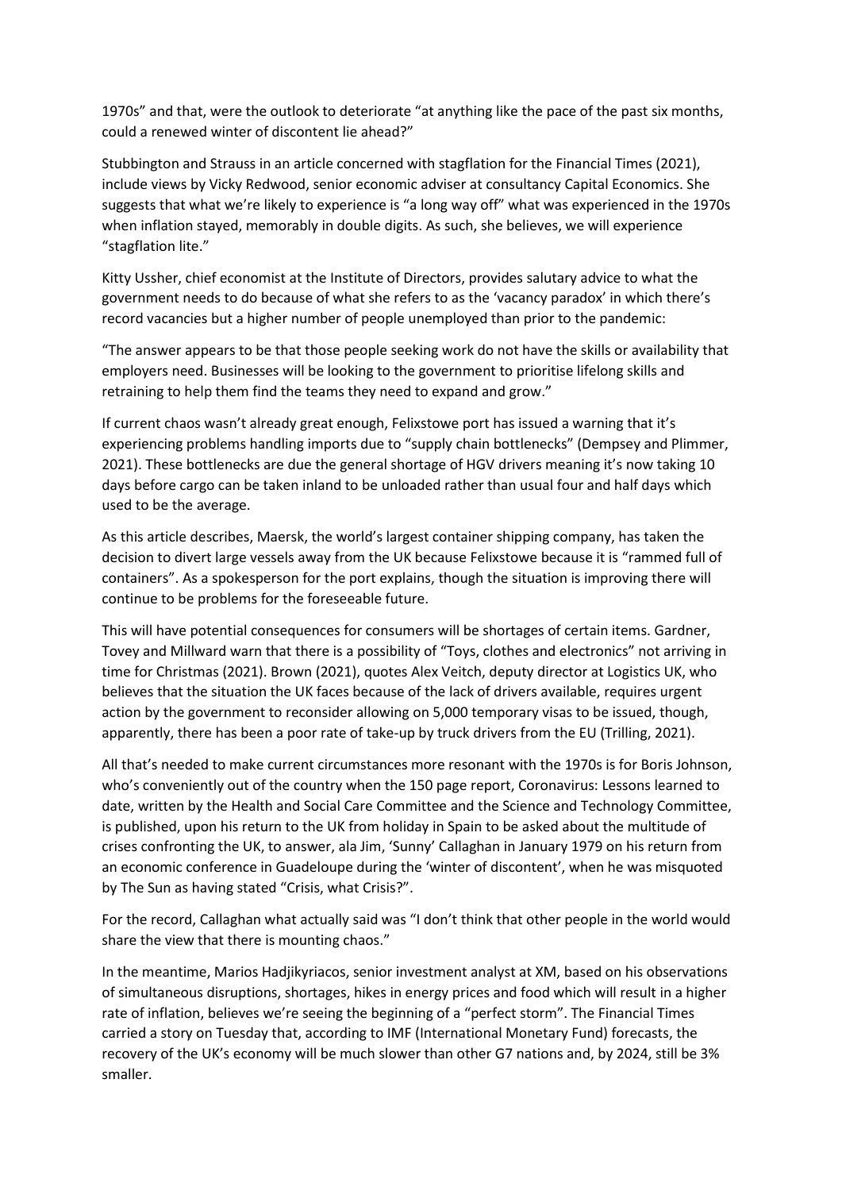1970s" and that, were the outlook to deteriorate "at anything like the pace of the past six months, could a renewed winter of discontent lie ahead?"

Stubbington and Strauss in an article concerned with stagflation for the Financial Times (2021), include views by Vicky Redwood, senior economic adviser at consultancy Capital Economics. She suggests that what we're likely to experience is "a long way off" what was experienced in the 1970s when inflation stayed, memorably in double digits. As such, she believes, we will experience "stagflation lite."

Kitty Ussher, chief economist at the Institute of Directors, provides salutary advice to what the government needs to do because of what she refers to as the 'vacancy paradox' in which there's record vacancies but a higher number of people unemployed than prior to the pandemic:

"The answer appears to be that those people seeking work do not have the skills or availability that employers need. Businesses will be looking to the government to prioritise lifelong skills and retraining to help them find the teams they need to expand and grow."

If current chaos wasn't already great enough, Felixstowe port has issued a warning that it's experiencing problems handling imports due to "supply chain bottlenecks" (Dempsey and Plimmer, 2021). These bottlenecks are due the general shortage of HGV drivers meaning it's now taking 10 days before cargo can be taken inland to be unloaded rather than usual four and half days which used to be the average.

As this article describes, Maersk, the world's largest container shipping company, has taken the decision to divert large vessels away from the UK because Felixstowe because it is "rammed full of containers". As a spokesperson for the port explains, though the situation is improving there will continue to be problems for the foreseeable future.

This will have potential consequences for consumers will be shortages of certain items. Gardner, Tovey and Millward warn that there is a possibility of "Toys, clothes and electronics" not arriving in time for Christmas (2021). Brown (2021), quotes Alex Veitch, deputy director at Logistics UK, who believes that the situation the UK faces because of the lack of drivers available, requires urgent action by the government to reconsider allowing on 5,000 temporary visas to be issued, though, apparently, there has been a poor rate of take-up by truck drivers from the EU (Trilling, 2021).

All that's needed to make current circumstances more resonant with the 1970s is for Boris Johnson, who's conveniently out of the country when the 150 page report, Coronavirus: Lessons learned to date, written by the Health and Social Care Committee and the Science and Technology Committee, is published, upon his return to the UK from holiday in Spain to be asked about the multitude of crises confronting the UK, to answer, ala Jim, 'Sunny' Callaghan in January 1979 on his return from an economic conference in Guadeloupe during the 'winter of discontent', when he was misquoted by The Sun as having stated "Crisis, what Crisis?".

For the record, Callaghan what actually said was "I don't think that other people in the world would share the view that there is mounting chaos."

In the meantime, Marios Hadjikyriacos, senior investment analyst at XM, based on his observations of simultaneous disruptions, shortages, hikes in energy prices and food which will result in a higher rate of inflation, believes we're seeing the beginning of a "perfect storm". The Financial Times carried a story on Tuesday that, according to IMF (International Monetary Fund) forecasts, the recovery of the UK's economy will be much slower than other G7 nations and, by 2024, still be 3% smaller.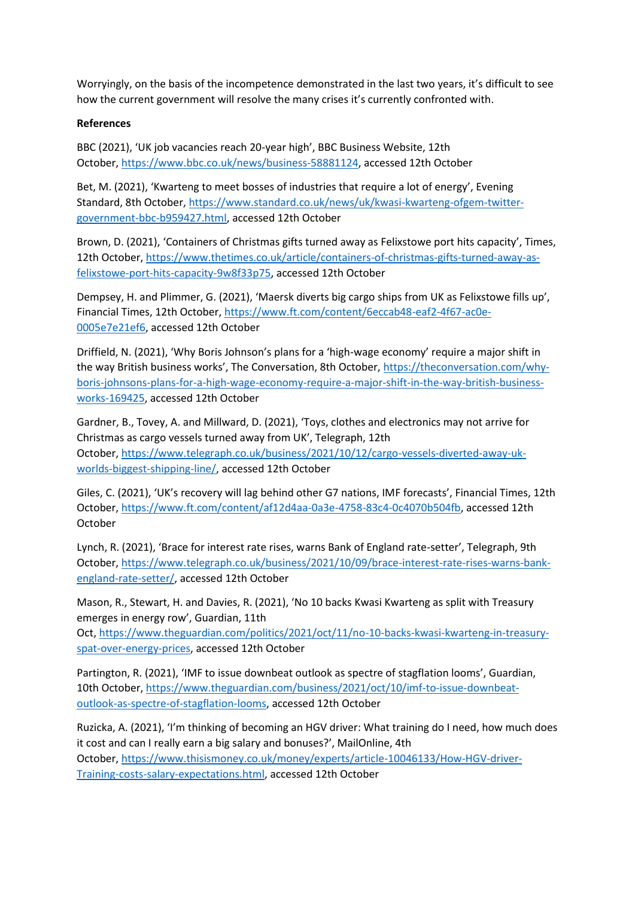Worryingly, on the basis of the incompetence demonstrated in the last two years, it's difficult to see how the current government will resolve the many crises it's currently confronted with.

**References**

BBC (2021), 'UK job vacancies reach 20-year high', BBC Business Website, 12th October, https://www.bbc.co.uk/news/business-58881124, accessed 12th October

Bet, M. (2021), 'Kwarteng to meet bosses of industries that require a lot of energy', Evening Standard, 8th October, https://www.standard.co.uk/news/uk/kwasi-kwarteng-ofgem-twitter-government-bbc-b959427.html, accessed 12th October

Brown, D. (2021), 'Containers of Christmas gifts turned away as Felixstowe port hits capacity', Times, 12th October, https://www.thetimes.co.uk/article/containers-of-christmas-gifts-turned-away-as-felixstowe-port-hits-capacity-9w8f33p75, accessed 12th October

Dempsey, H. and Plimmer, G. (2021), 'Maersk diverts big cargo ships from UK as Felixstowe fills up', Financial Times, 12th October, https://www.ft.com/content/6eccab48-eaf2-4f67-ac0e-0005e7e21ef6, accessed 12th October

Driffield, N. (2021), 'Why Boris Johnson's plans for a 'high-wage economy' require a major shift in the way British business works', The Conversation, 8th October, https://theconversation.com/why-boris-johnsons-plans-for-a-high-wage-economy-require-a-major-shift-in-the-way-british-business-works-169425, accessed 12th October

Gardner, B., Tovey, A. and Millward, D. (2021), 'Toys, clothes and electronics may not arrive for Christmas as cargo vessels turned away from UK', Telegraph, 12th October, https://www.telegraph.co.uk/business/2021/10/12/cargo-vessels-diverted-away-uk-worlds-biggest-shipping-line/, accessed 12th October

Giles, C. (2021), 'UK's recovery will lag behind other G7 nations, IMF forecasts', Financial Times, 12th October, https://www.ft.com/content/af12d4aa-0a3e-4758-83c4-0c4070b504fb, accessed 12th October

Lynch, R. (2021), 'Brace for interest rate rises, warns Bank of England rate-setter', Telegraph, 9th October, https://www.telegraph.co.uk/business/2021/10/09/brace-interest-rate-rises-warns-bank-england-rate-setter/, accessed 12th October

Mason, R., Stewart, H. and Davies, R. (2021), 'No 10 backs Kwasi Kwarteng as split with Treasury emerges in energy row', Guardian, 11th Oct, https://www.theguardian.com/politics/2021/oct/11/no-10-backs-kwasi-kwarteng-in-treasury-spat-over-energy-prices, accessed 12th October

Partington, R. (2021), 'IMF to issue downbeat outlook as spectre of stagflation looms', Guardian, 10th October, https://www.theguardian.com/business/2021/oct/10/imf-to-issue-downbeat-outlook-as-spectre-of-stagflation-looms, accessed 12th October

Ruzicka, A. (2021), 'I'm thinking of becoming an HGV driver: What training do I need, how much does it cost and can I really earn a big salary and bonuses?', MailOnline, 4th October, https://www.thisismoney.co.uk/money/experts/article-10046133/How-HGV-driver-Training-costs-salary-expectations.html, accessed 12th October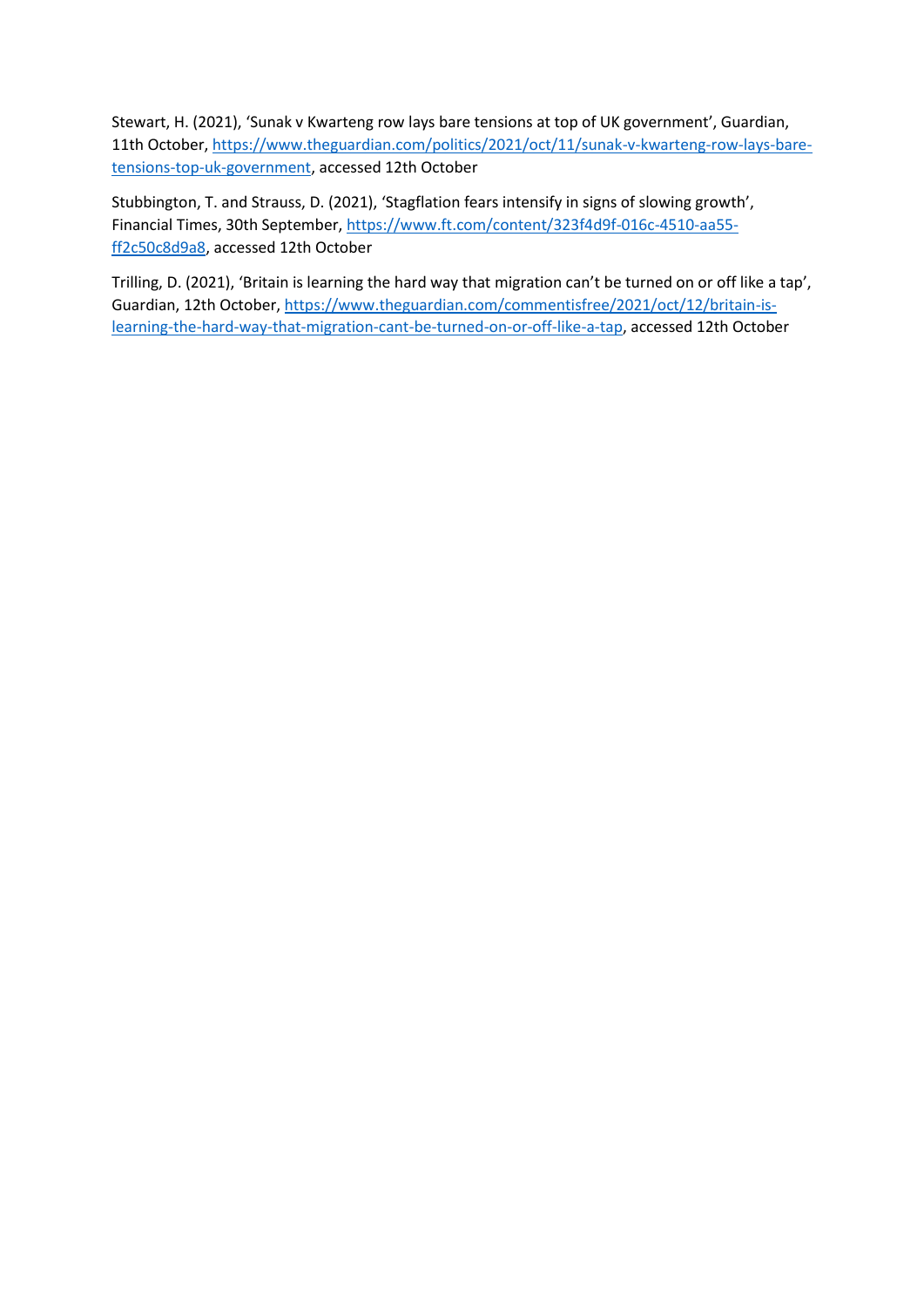Stewart, H. (2021), 'Sunak v Kwarteng row lays bare tensions at top of UK government', Guardian, 11th October, https://www.theguardian.com/politics/2021/oct/11/sunak-v-kwarteng-row-lays-bare-tensions-top-uk-government, accessed 12th October

Stubbington, T. and Strauss, D. (2021), 'Stagflation fears intensify in signs of slowing growth', Financial Times, 30th September, https://www.ft.com/content/323f4d9f-016c-4510-aa55-ff2c50c8d9a8, accessed 12th October

Trilling, D. (2021), 'Britain is learning the hard way that migration can't be turned on or off like a tap', Guardian, 12th October, https://www.theguardian.com/commentisfree/2021/oct/12/britain-is-learning-the-hard-way-that-migration-cant-be-turned-on-or-off-like-a-tap, accessed 12th October